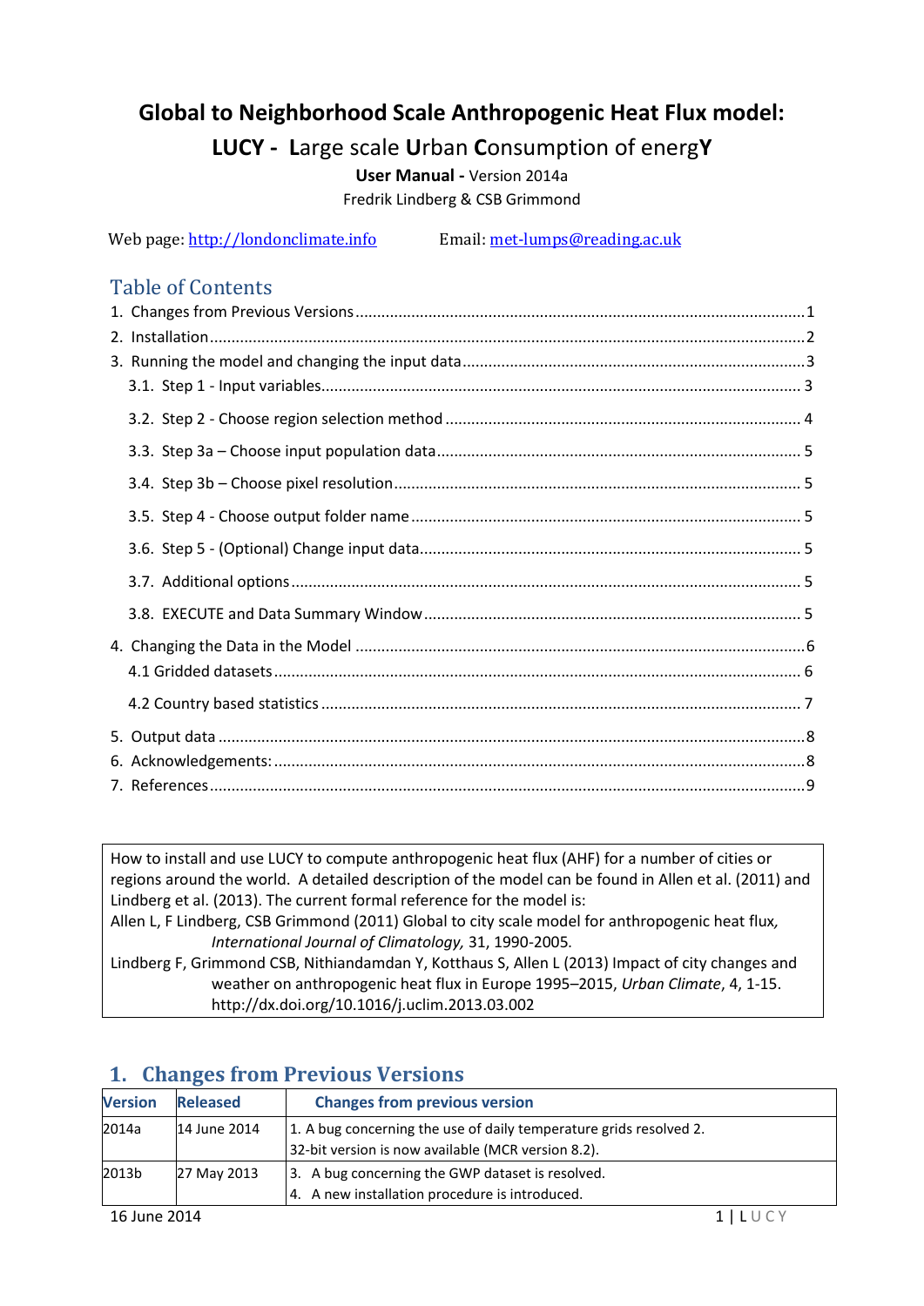# Global to Neighborhood Scale Anthropogenic Heat Flux model:

## LUCY - **L**arge scale **U**rban **C**onsumption of energ**Y**

**User Manual -** Version 2014a

Fredrik Lindberg & CSB Grimmond

Web page: http://londonclimate.info Email: met-lumps@reading.ac.uk

## Table of Contents

1. Changes from Previous Versions ........................................ 1
2. Installation ........................................ 2
3. Running the model and changing the input data ........................................ 3
   - 3.1. Step 1 - Input variables ........................................ 3
   - 3.2. Step 2 - Choose region selection method ........................................ 4
   - 3.3. Step 3a – Choose input population data ........................................ 5
   - 3.4. Step 3b – Choose pixel resolution ........................................ 5
   - 3.5. Step 4 - Choose output folder name ........................................ 5
   - 3.6. Step 5 - (Optional) Change input data ........................................ 5
   - 3.7. Additional options ........................................ 5
   - 3.8. EXECUTE and Data Summary Window ........................................ 5
4. Changing the Data in the Model ........................................ 6
   - 4.1 Gridded datasets ........................................ 6
   - 4.2 Country based statistics ........................................ 7
5. Output data ........................................ 8
6. Acknowledgements: ........................................ 8
7. References ........................................ 9

How to install and use LUCY to compute anthropogenic heat flux (AHF) for a number of cities or regions around the world. A detailed description of the model can be found in Allen et al. (2011) and Lindberg et al. (2013). The current formal reference for the model is:

Allen L, F Lindberg, CSB Grimmond (2011) Global to city scale model for anthropogenic heat flux, *International Journal of Climatology,* 31, 1990-2005.

Lindberg F, Grimmond CSB, Nithiandamdan Y, Kotthaus S, Allen L (2013) Impact of city changes and weather on anthropogenic heat flux in Europe 1995–2015, *Urban Climate*, 4, 1-15. http://dx.doi.org/10.1016/j.uclim.2013.03.002

## 1. Changes from Previous Versions

| Version | Released | Changes from previous version |
|---|---|---|
| 2014a | 14 June 2014 | 1. A bug concerning the use of daily temperature grids resolved 2. 32-bit version is now available (MCR version 8.2). |
| 2013b | 27 May 2013 | 3. A bug concerning the GWP dataset is resolved. 4. A new installation procedure is introduced. |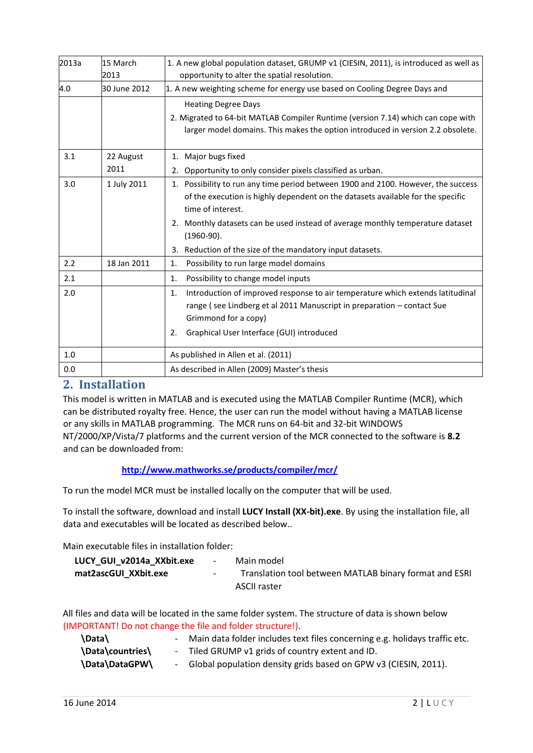| 2013a | 15 March 2013 | 1. A new global population dataset, GRUMP v1 (CIESIN, 2011), is introduced as well as opportunity to alter the spatial resolution. |
|---|---|---|
| 4.0 | 30 June 2012 | 1. A new weighting scheme for energy use based on Cooling Degree Days and Heating Degree Days<br>2. Migrated to 64-bit MATLAB Compiler Runtime (version 7.14) which can cope with larger model domains. This makes the option introduced in version 2.2 obsolete. |
| 3.1 | 22 August 2011 | 1. Major bugs fixed<br>2. Opportunity to only consider pixels classified as urban. |
| 3.0 | 1 July 2011 | 1. Possibility to run any time period between 1900 and 2100. However, the success of the execution is highly dependent on the datasets available for the specific time of interest.<br>2. Monthly datasets can be used instead of average monthly temperature dataset (1960-90).<br>3. Reduction of the size of the mandatory input datasets. |
| 2.2 | 18 Jan 2011 | 1. Possibility to run large model domains |
| 2.1 | | 1. Possibility to change model inputs |
| 2.0 | | 1. Introduction of improved response to air temperature which extends latitudinal range ( see Lindberg et al 2011 Manuscript in preparation – contact Sue Grimmond for a copy)<br>2. Graphical User Interface (GUI) introduced |
| 1.0 | | As published in Allen et al. (2011) |
| 0.0 | | As described in Allen (2009) Master's thesis |

## 2. Installation

This model is written in MATLAB and is executed using the MATLAB Compiler Runtime (MCR), which can be distributed royalty free. Hence, the user can run the model without having a MATLAB license or any skills in MATLAB programming. The MCR runs on 64-bit and 32-bit WINDOWS NT/2000/XP/Vista/7 platforms and the current version of the MCR connected to the software is **8.2** and can be downloaded from:

http://www.mathworks.se/products/compiler/mcr/

To run the model MCR must be installed locally on the computer that will be used.

To install the software, download and install **LUCY Install (XX-bit).exe**. By using the installation file, all data and executables will be located as described below..

Main executable files in installation folder:

**LUCY_GUI_v2014a_XXbit.exe** - Main model
**mat2ascGUI_XXbit.exe** - Translation tool between MATLAB binary format and ESRI ASCII raster

All files and data will be located in the same folder system. The structure of data is shown below (IMPORTANT! Do not change the file and folder structure!).

**\Data\** - Main data folder includes text files concerning e.g. holidays traffic etc.
**\Data\countries\** - Tiled GRUMP v1 grids of country extent and ID.
**\Data\DataGPW\** - Global population density grids based on GPW v3 (CIESIN, 2011).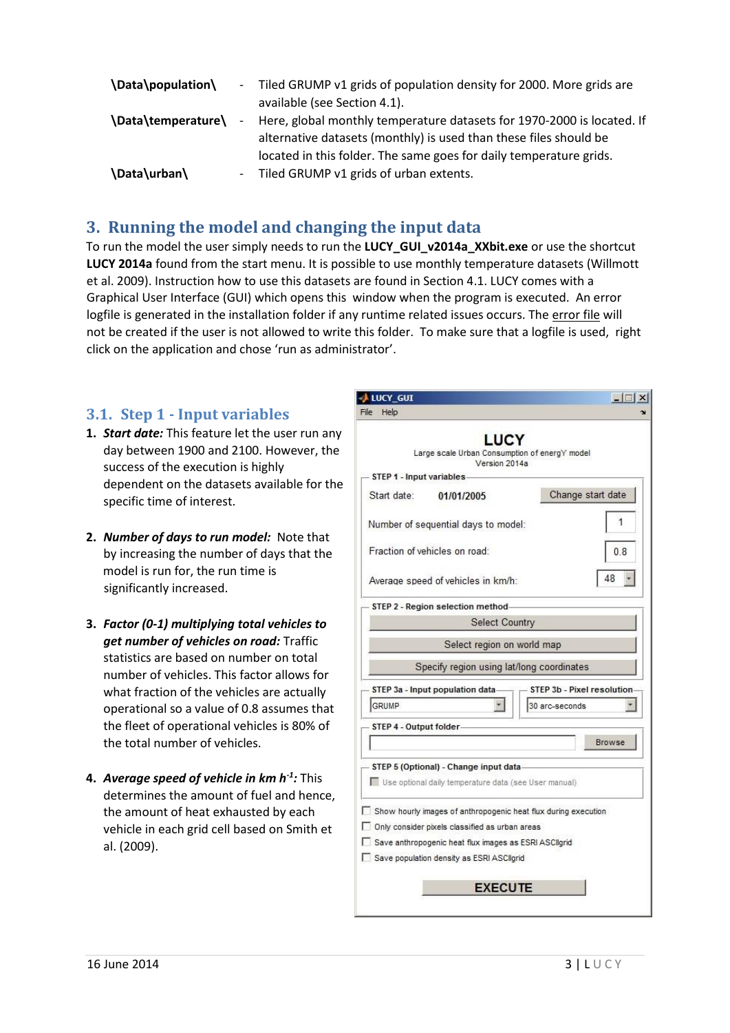**\Data\population\** - Tiled GRUMP v1 grids of population density for 2000. More grids are available (see Section 4.1).

**\Data\temperature\** - Here, global monthly temperature datasets for 1970-2000 is located. If alternative datasets (monthly) is used than these files should be located in this folder. The same goes for daily temperature grids.

**\Data\urban\** - Tiled GRUMP v1 grids of urban extents.

## 3. Running the model and changing the input data

To run the model the user simply needs to run the **LUCY_GUI_v2014a_XXbit.exe** or use the shortcut **LUCY 2014a** found from the start menu. It is possible to use monthly temperature datasets (Willmott et al. 2009). Instruction how to use this datasets are found in Section 4.1. LUCY comes with a Graphical User Interface (GUI) which opens this window when the program is executed. An error logfile is generated in the installation folder if any runtime related issues occurs. The error file will not be created if the user is not allowed to write this folder. To make sure that a logfile is used, right click on the application and chose 'run as administrator'.

### 3.1. Step 1 - Input variables

1. ***Start date:*** This feature let the user run any day between 1900 and 2100. However, the success of the execution is highly dependent on the datasets available for the specific time of interest.

2. ***Number of days to run model:*** Note that by increasing the number of days that the model is run for, the run time is significantly increased.

3. ***Factor (0-1) multiplying total vehicles to get number of vehicles on road:*** Traffic statistics are based on number on total number of vehicles. This factor allows for what fraction of the vehicles are actually operational so a value of 0.8 assumes that the fleet of operational vehicles is 80% of the total number of vehicles.

4. ***Average speed of vehicle in km h$^{-1}$:*** This determines the amount of fuel and hence, the amount of heat exhausted by each vehicle in each grid cell based on Smith et al. (2009).

LUCY_GUI

File Help

LUCY

Large scale Urban Consumption of energY model

Version 2014a

STEP 1 - Input variables

Start date: 01/01/2005 Change start date

Number of sequential days to model: 1

Fraction of vehicles on road: 0.8

Average speed of vehicles in km/h: 48

STEP 2 - Region selection method

Select Country

Select region on world map

Specify region using lat/long coordinates

STEP 3a - Input population data: GRUMP

STEP 3b - Pixel resolution: 30 arc-seconds

STEP 4 - Output folder: Browse

STEP 5 (Optional) - Change input data

Use optional daily temperature data (see User manual)

Show hourly images of anthropogenic heat flux during execution

Only consider pixels classified as urban areas

Save anthropogenic heat flux images as ESRI ASCIIgrid

Save population density as ESRI ASCIIgrid

EXECUTE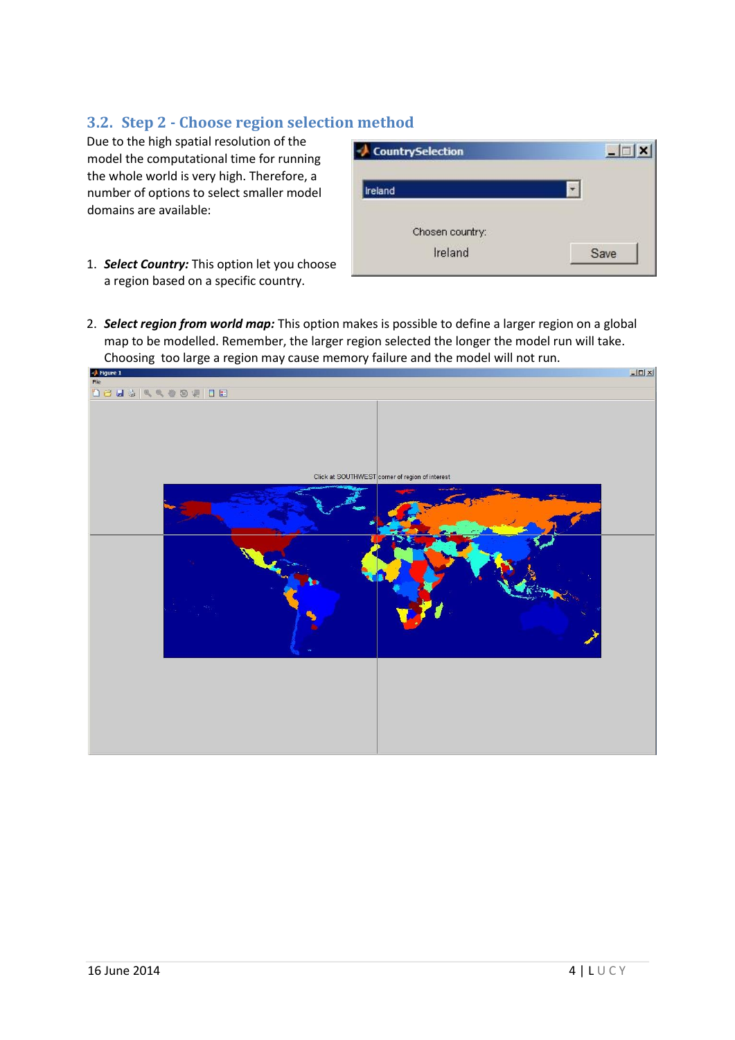## 3.2. Step 2 - Choose region selection method

Due to the high spatial resolution of the model the computational time for running the whole world is very high. Therefore, a number of options to select smaller model domains are available:

1. ***Select Country:*** This option let you choose a region based on a specific country.

2. ***Select region from world map:*** This option makes is possible to define a larger region on a global map to be modelled. Remember, the larger region selected the longer the model run will take. Choosing too large a region may cause memory failure and the model will not run.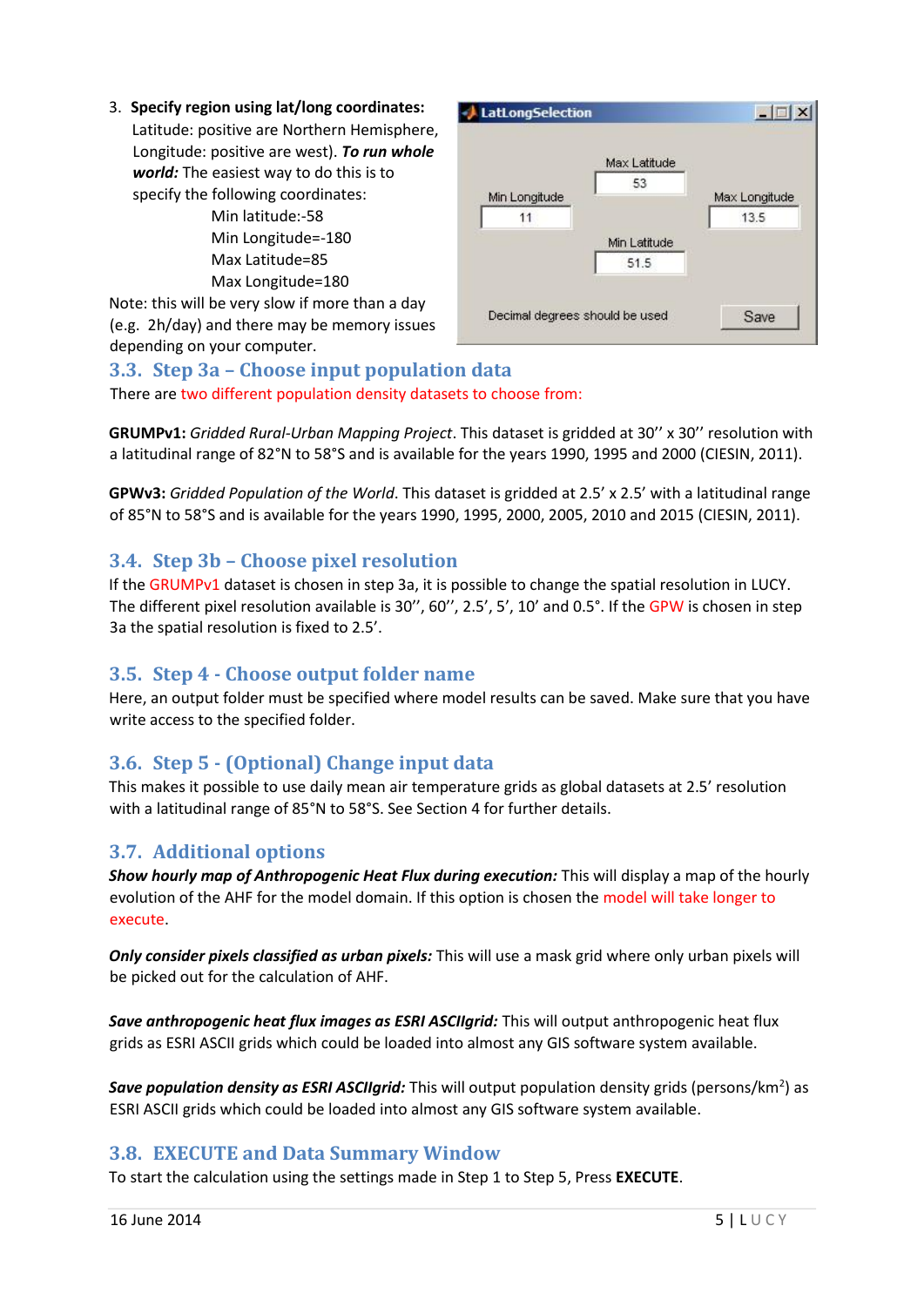3. **Specify region using lat/long coordinates:** Latitude: positive are Northern Hemisphere, Longitude: positive are west). ***To run whole world:*** The easiest way to do this is to specify the following coordinates:

   Min latitude:-58
   Min Longitude=-180
   Max Latitude=85
   Max Longitude=180

Note: this will be very slow if more than a day (e.g. 2h/day) and there may be memory issues depending on your computer.

## 3.3. Step 3a – Choose input population data

There are two different population density datasets to choose from:

**GRUMPv1:** *Gridded Rural-Urban Mapping Project*. This dataset is gridded at 30’’ x 30’’ resolution with a latitudinal range of 82°N to 58°S and is available for the years 1990, 1995 and 2000 (CIESIN, 2011).

**GPWv3:** *Gridded Population of the World*. This dataset is gridded at 2.5’ x 2.5’ with a latitudinal range of 85°N to 58°S and is available for the years 1990, 1995, 2000, 2005, 2010 and 2015 (CIESIN, 2011).

## 3.4. Step 3b – Choose pixel resolution

If the GRUMPv1 dataset is chosen in step 3a, it is possible to change the spatial resolution in LUCY. The different pixel resolution available is 30’’, 60’’, 2.5’, 5’, 10’ and 0.5°. If the GPW is chosen in step 3a the spatial resolution is fixed to 2.5’.

## 3.5. Step 4 - Choose output folder name

Here, an output folder must be specified where model results can be saved. Make sure that you have write access to the specified folder.

## 3.6. Step 5 - (Optional) Change input data

This makes it possible to use daily mean air temperature grids as global datasets at 2.5’ resolution with a latitudinal range of 85°N to 58°S. See Section 4 for further details.

## 3.7. Additional options

***Show hourly map of Anthropogenic Heat Flux during execution:*** This will display a map of the hourly evolution of the AHF for the model domain. If this option is chosen the model will take longer to execute.

***Only consider pixels classified as urban pixels:*** This will use a mask grid where only urban pixels will be picked out for the calculation of AHF.

***Save anthropogenic heat flux images as ESRI ASCIIgrid:*** This will output anthropogenic heat flux grids as ESRI ASCII grids which could be loaded into almost any GIS software system available.

***Save population density as ESRI ASCIIgrid:*** This will output population density grids (persons/km$^2$) as ESRI ASCII grids which could be loaded into almost any GIS software system available.

## 3.8. EXECUTE and Data Summary Window

To start the calculation using the settings made in Step 1 to Step 5, Press **EXECUTE**.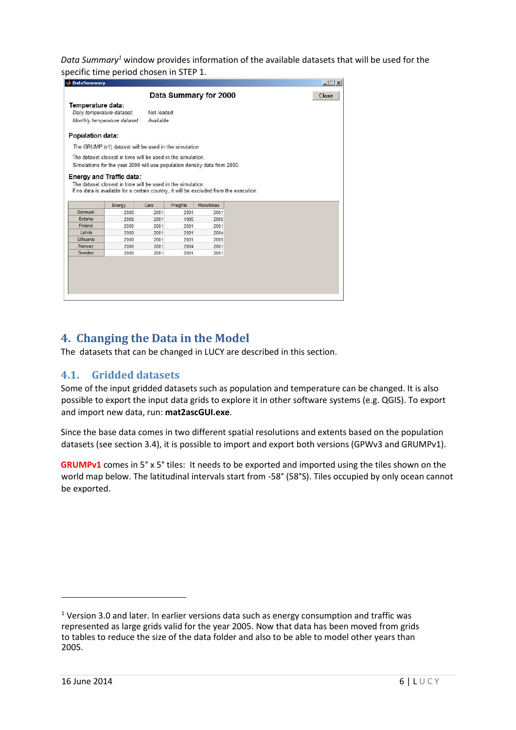*Data Summary*[1] window provides information of the available datasets that will be used for the specific time period chosen in STEP 1.

**Data Summary for 2000**

**Temperature data:**

*Daily temperature dataset:* Not loaded

*Monthly temperature dataset:* Available

**Population data:**

The GRUMP (v1) dataset will be used in the simulation

The dataset closest in time will be used in the simulation.
Simulations for the year 2000 will use population density data from 2000.

**Energy and Traffic data:**

The dataset closest in time will be used in the simulation.
If no data is available for a certain country, it will be excluded from the execution.

| | Energy | Cars | Freights | Motorbikes |
|---|---|---|---|---|
| Denmark | 2000 | 2001 | 2001 | 2001 |
| Estonia | 2000 | 2001 | 1995 | 2005 |
| Finland | 2000 | 2001 | 2001 | 2001 |
| Latvia | 2000 | 2001 | 2001 | 2004 |
| Lithuania | 2000 | 2001 | 2001 | 2005 |
| Norway | 2000 | 2001 | 2004 | 2001 |
| Sweden | 2000 | 2001 | 2001 | 2001 |

## 4. Changing the Data in the Model

The datasets that can be changed in LUCY are described in this section.

### 4.1. Gridded datasets

Some of the input gridded datasets such as population and temperature can be changed. It is also possible to export the input data grids to explore it in other software systems (e.g. QGIS). To export and import new data, run: **mat2ascGUI.exe**.

Since the base data comes in two different spatial resolutions and extents based on the population datasets (see section 3.4), it is possible to import and export both versions (GPWv3 and GRUMPv1).

**GRUMPv1** comes in 5° x 5° tiles: It needs to be exported and imported using the tiles shown on the world map below. The latitudinal intervals start from -58° (58°S). Tiles occupied by only ocean cannot be exported.

[1] Version 3.0 and later. In earlier versions data such as energy consumption and traffic was represented as large grids valid for the year 2005. Now that data has been moved from grids to tables to reduce the size of the data folder and also to be able to model other years than 2005.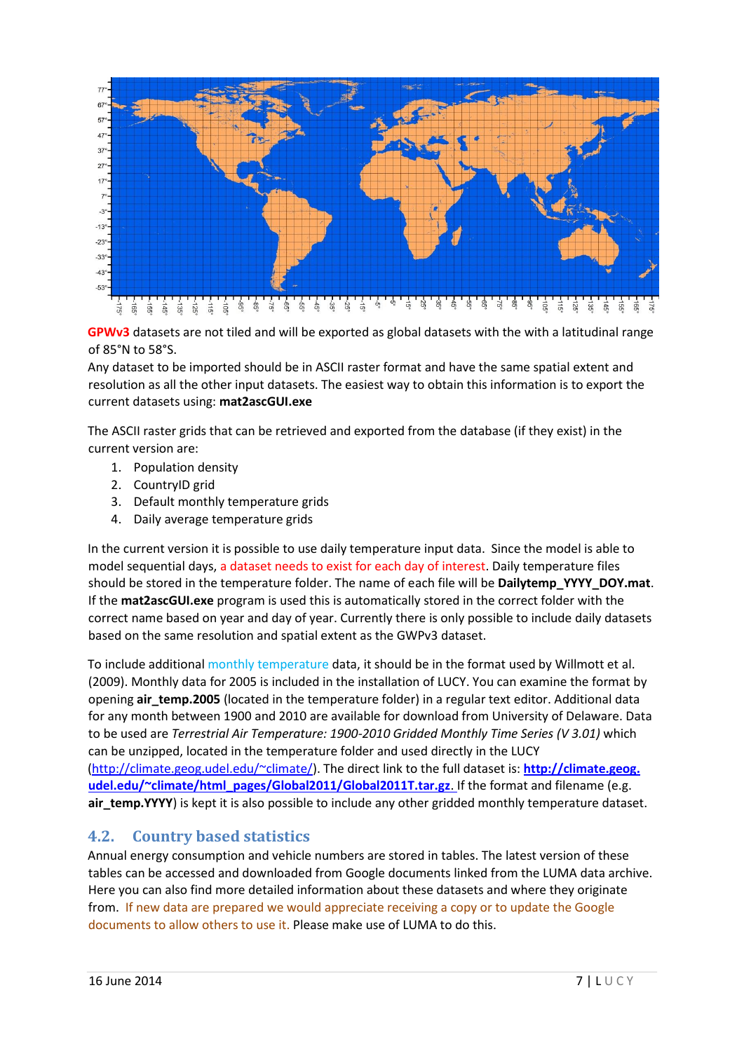**GPWv3** datasets are not tiled and will be exported as global datasets with the with a latitudinal range of 85°N to 58°S.

Any dataset to be imported should be in ASCII raster format and have the same spatial extent and resolution as all the other input datasets. The easiest way to obtain this information is to export the current datasets using: **mat2ascGUI.exe**

The ASCII raster grids that can be retrieved and exported from the database (if they exist) in the current version are:

1. Population density
2. CountryID grid
3. Default monthly temperature grids
4. Daily average temperature grids

In the current version it is possible to use daily temperature input data. Since the model is able to model sequential days, a dataset needs to exist for each day of interest. Daily temperature files should be stored in the temperature folder. The name of each file will be **Dailytemp_YYYY_DOY.mat**. If the **mat2ascGUI.exe** program is used this is automatically stored in the correct folder with the correct name based on year and day of year. Currently there is only possible to include daily datasets based on the same resolution and spatial extent as the GWPv3 dataset.

To include additional monthly temperature data, it should be in the format used by Willmott et al. (2009). Monthly data for 2005 is included in the installation of LUCY. You can examine the format by opening **air_temp.2005** (located in the temperature folder) in a regular text editor. Additional data for any month between 1900 and 2010 are available for download from University of Delaware. Data to be used are *Terrestrial Air Temperature: 1900-2010 Gridded Monthly Time Series (V 3.01)* which can be unzipped, located in the temperature folder and used directly in the LUCY (http://climate.geog.udel.edu/~climate/). The direct link to the full dataset is: **http://climate.geog.udel.edu/~climate/html_pages/Global2011/Global2011T.tar.gz.** If the format and filename (e.g. **air_temp.YYYY**) is kept it is also possible to include any other gridded monthly temperature dataset.

## 4.2. Country based statistics

Annual energy consumption and vehicle numbers are stored in tables. The latest version of these tables can be accessed and downloaded from Google documents linked from the LUMA data archive. Here you can also find more detailed information about these datasets and where they originate from. If new data are prepared we would appreciate receiving a copy or to update the Google documents to allow others to use it. Please make use of LUMA to do this.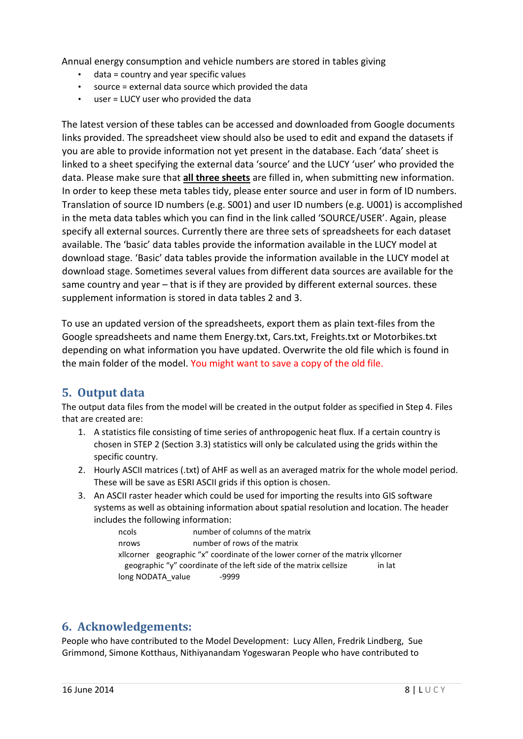Annual energy consumption and vehicle numbers are stored in tables giving

- data = country and year specific values
- source = external data source which provided the data
- user = LUCY user who provided the data

The latest version of these tables can be accessed and downloaded from Google documents links provided. The spreadsheet view should also be used to edit and expand the datasets if you are able to provide information not yet present in the database. Each 'data' sheet is linked to a sheet specifying the external data 'source' and the LUCY 'user' who provided the data. Please make sure that **all three sheets** are filled in, when submitting new information. In order to keep these meta tables tidy, please enter source and user in form of ID numbers. Translation of source ID numbers (e.g. S001) and user ID numbers (e.g. U001) is accomplished in the meta data tables which you can find in the link called 'SOURCE/USER'. Again, please specify all external sources. Currently there are three sets of spreadsheets for each dataset available. The 'basic' data tables provide the information available in the LUCY model at download stage. 'Basic' data tables provide the information available in the LUCY model at download stage. Sometimes several values from different data sources are available for the same country and year – that is if they are provided by different external sources. these supplement information is stored in data tables 2 and 3.

To use an updated version of the spreadsheets, export them as plain text-files from the Google spreadsheets and name them Energy.txt, Cars.txt, Freights.txt or Motorbikes.txt depending on what information you have updated. Overwrite the old file which is found in the main folder of the model. You might want to save a copy of the old file.

## 5. Output data

The output data files from the model will be created in the output folder as specified in Step 4. Files that are created are:

1. A statistics file consisting of time series of anthropogenic heat flux. If a certain country is chosen in STEP 2 (Section 3.3) statistics will only be calculated using the grids within the specific country.
2. Hourly ASCII matrices (.txt) of AHF as well as an averaged matrix for the whole model period. These will be save as ESRI ASCII grids if this option is chosen.
3. An ASCII raster header which could be used for importing the results into GIS software systems as well as obtaining information about spatial resolution and location. The header includes the following information:

   ncols number of columns of the matrix
   nrows number of rows of the matrix
   xllcorner geographic "x" coordinate of the lower corner of the matrix yllcorner geographic "y" coordinate of the left side of the matrix cellsize in lat long NODATA_value -9999

## 6. Acknowledgements:

People who have contributed to the Model Development: Lucy Allen, Fredrik Lindberg, Sue Grimmond, Simone Kotthaus, Nithiyanandam Yogeswaran People who have contributed to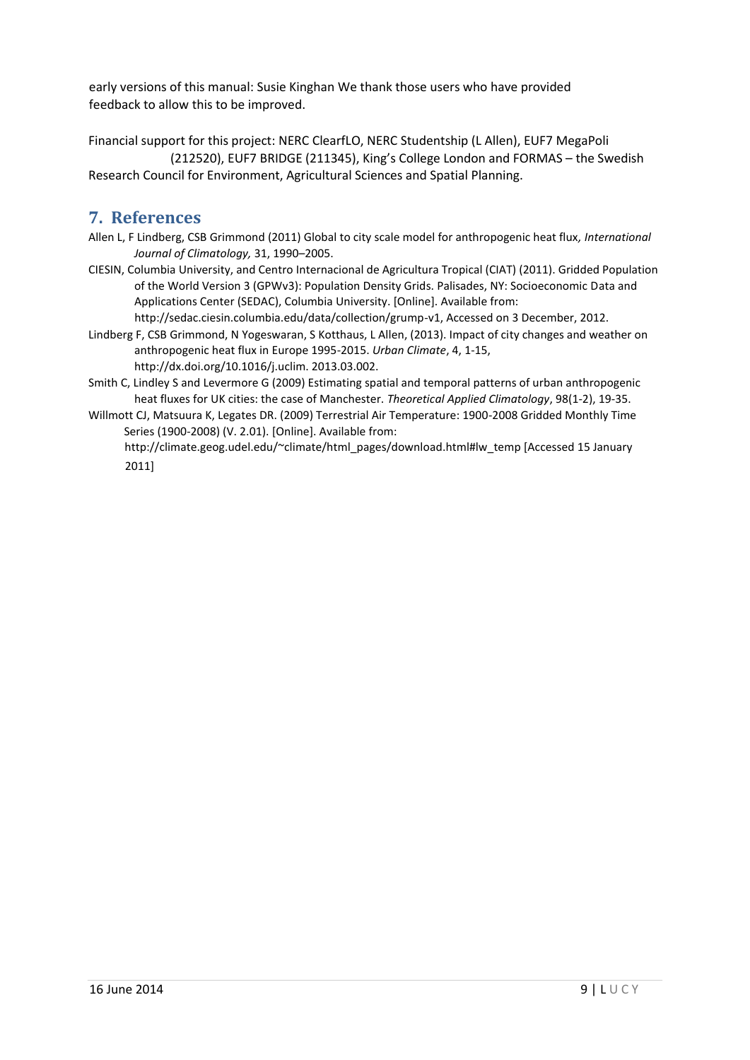early versions of this manual: Susie Kinghan We thank those users who have provided feedback to allow this to be improved.

Financial support for this project: NERC ClearfLO, NERC Studentship (L Allen), EUF7 MegaPoli (212520), EUF7 BRIDGE (211345), King's College London and FORMAS – the Swedish Research Council for Environment, Agricultural Sciences and Spatial Planning.

## 7. References

Allen L, F Lindberg, CSB Grimmond (2011) Global to city scale model for anthropogenic heat flux*, International Journal of Climatology,* 31, 1990–2005.

CIESIN, Columbia University, and Centro Internacional de Agricultura Tropical (CIAT) (2011). Gridded Population of the World Version 3 (GPWv3): Population Density Grids. Palisades, NY: Socioeconomic Data and Applications Center (SEDAC), Columbia University. [Online]. Available from: http://sedac.ciesin.columbia.edu/data/collection/grump-v1, Accessed on 3 December, 2012.

Lindberg F, CSB Grimmond, N Yogeswaran, S Kotthaus, L Allen, (2013). Impact of city changes and weather on anthropogenic heat flux in Europe 1995-2015. *Urban Climate*, 4, 1-15, http://dx.doi.org/10.1016/j.uclim. 2013.03.002.

Smith C, Lindley S and Levermore G (2009) Estimating spatial and temporal patterns of urban anthropogenic heat fluxes for UK cities: the case of Manchester. *Theoretical Applied Climatology*, 98(1-2), 19-35.

Willmott CJ, Matsuura K, Legates DR. (2009) Terrestrial Air Temperature: 1900-2008 Gridded Monthly Time Series (1900-2008) (V. 2.01). [Online]. Available from: http://climate.geog.udel.edu/~climate/html_pages/download.html#lw_temp [Accessed 15 January 2011]